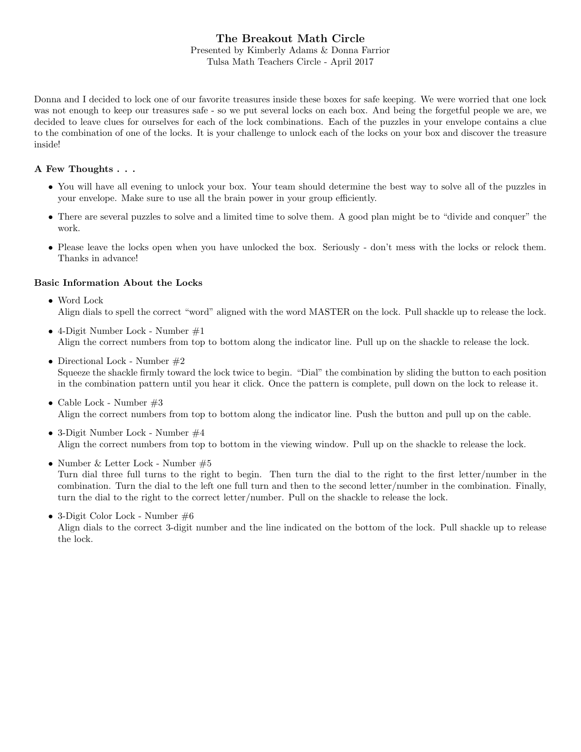# The Breakout Math Circle

Presented by Kimberly Adams & Donna Farrior

Tulsa Math Teachers Circle - April 2017

Donna and I decided to lock one of our favorite treasures inside these boxes for safe keeping. We were worried that one lock was not enough to keep our treasures safe - so we put several locks on each box. And being the forgetful people we are, we decided to leave clues for ourselves for each of the lock combinations. Each of the puzzles in your envelope contains a clue to the combination of one of the locks. It is your challenge to unlock each of the locks on your box and discover the treasure inside!

### A Few Thoughts . . .

- You will have all evening to unlock your box. Your team should determine the best way to solve all of the puzzles in your envelope. Make sure to use all the brain power in your group efficiently.
- There are several puzzles to solve and a limited time to solve them. A good plan might be to "divide and conquer" the work.
- Please leave the locks open when you have unlocked the box. Seriously - don't mess with the locks or relock them. Thanks in advance!

### Basic Information About the Locks

- Word Lock
  Align dials to spell the correct "word" aligned with the word MASTER on the lock. Pull shackle up to release the lock.
- 4-Digit Number Lock - Number #1
  Align the correct numbers from top to bottom along the indicator line. Pull up on the shackle to release the lock.
- Directional Lock - Number #2
  Squeeze the shackle firmly toward the lock twice to begin. "Dial" the combination by sliding the button to each position in the combination pattern until you hear it click. Once the pattern is complete, pull down on the lock to release it.
- Cable Lock - Number #3
  Align the correct numbers from top to bottom along the indicator line. Push the button and pull up on the cable.
- 3-Digit Number Lock - Number #4
  Align the correct numbers from top to bottom in the viewing window. Pull up on the shackle to release the lock.
- Number & Letter Lock - Number #5
  Turn dial three full turns to the right to begin. Then turn the dial to the right to the first letter/number in the combination. Turn the dial to the left one full turn and then to the second letter/number in the combination. Finally, turn the dial to the right to the correct letter/number. Pull on the shackle to release the lock.
- 3-Digit Color Lock - Number #6
  Align dials to the correct 3-digit number and the line indicated on the bottom of the lock. Pull shackle up to release the lock.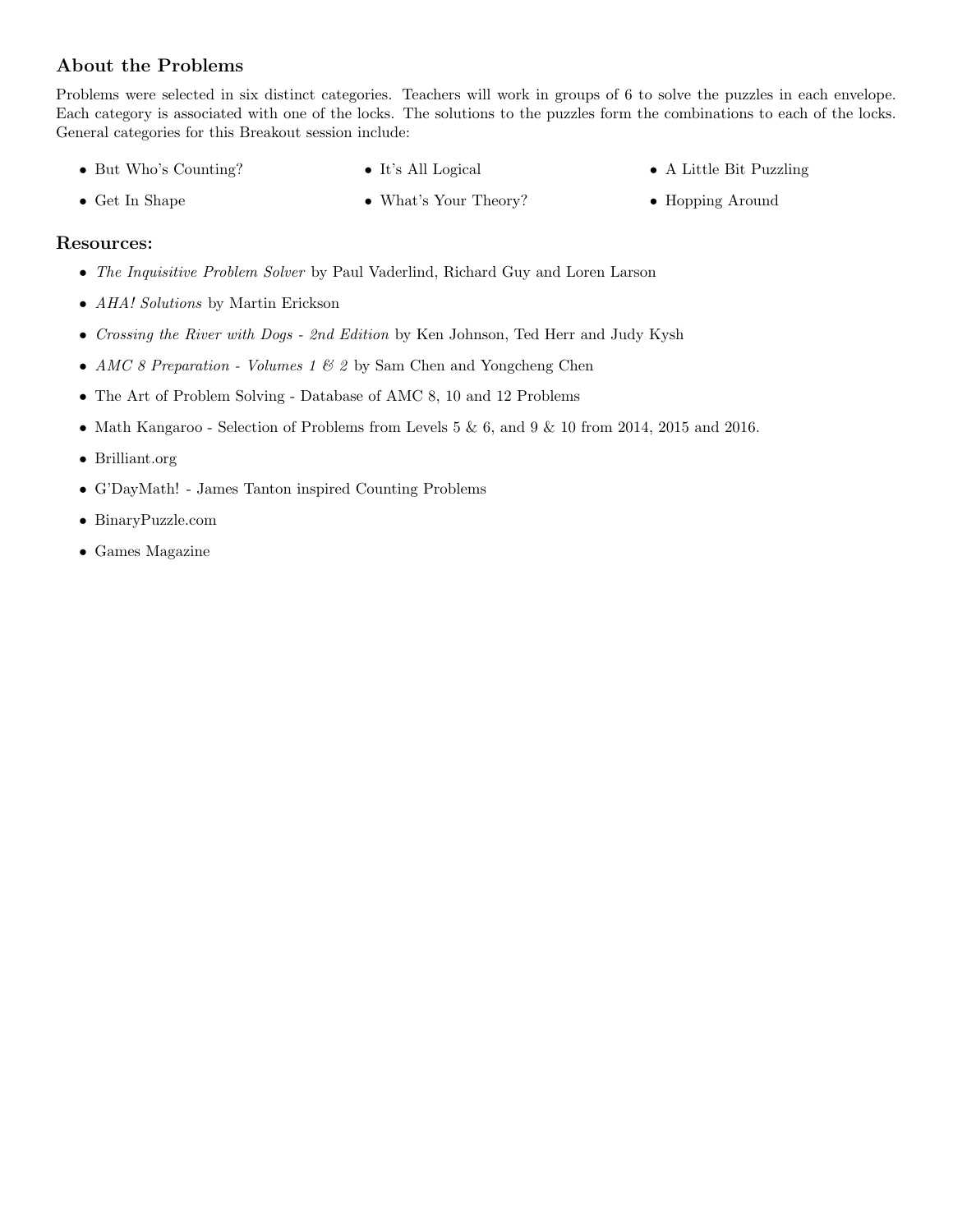## About the Problems

Problems were selected in six distinct categories. Teachers will work in groups of 6 to solve the puzzles in each envelope. Each category is associated with one of the locks. The solutions to the puzzles form the combinations to each of the locks. General categories for this Breakout session include:

- But Who's Counting?
- It's All Logical
- A Little Bit Puzzling
- Get In Shape
- What's Your Theory?
- Hopping Around

## Resources:

- *The Inquisitive Problem Solver* by Paul Vaderlind, Richard Guy and Loren Larson
- *AHA! Solutions* by Martin Erickson
- *Crossing the River with Dogs - 2nd Edition* by Ken Johnson, Ted Herr and Judy Kysh
- *AMC 8 Preparation - Volumes 1 & 2* by Sam Chen and Yongcheng Chen
- The Art of Problem Solving - Database of AMC 8, 10 and 12 Problems
- Math Kangaroo - Selection of Problems from Levels 5 & 6, and 9 & 10 from 2014, 2015 and 2016.
- Brilliant.org
- G'DayMath! - James Tanton inspired Counting Problems
- BinaryPuzzle.com
- Games Magazine